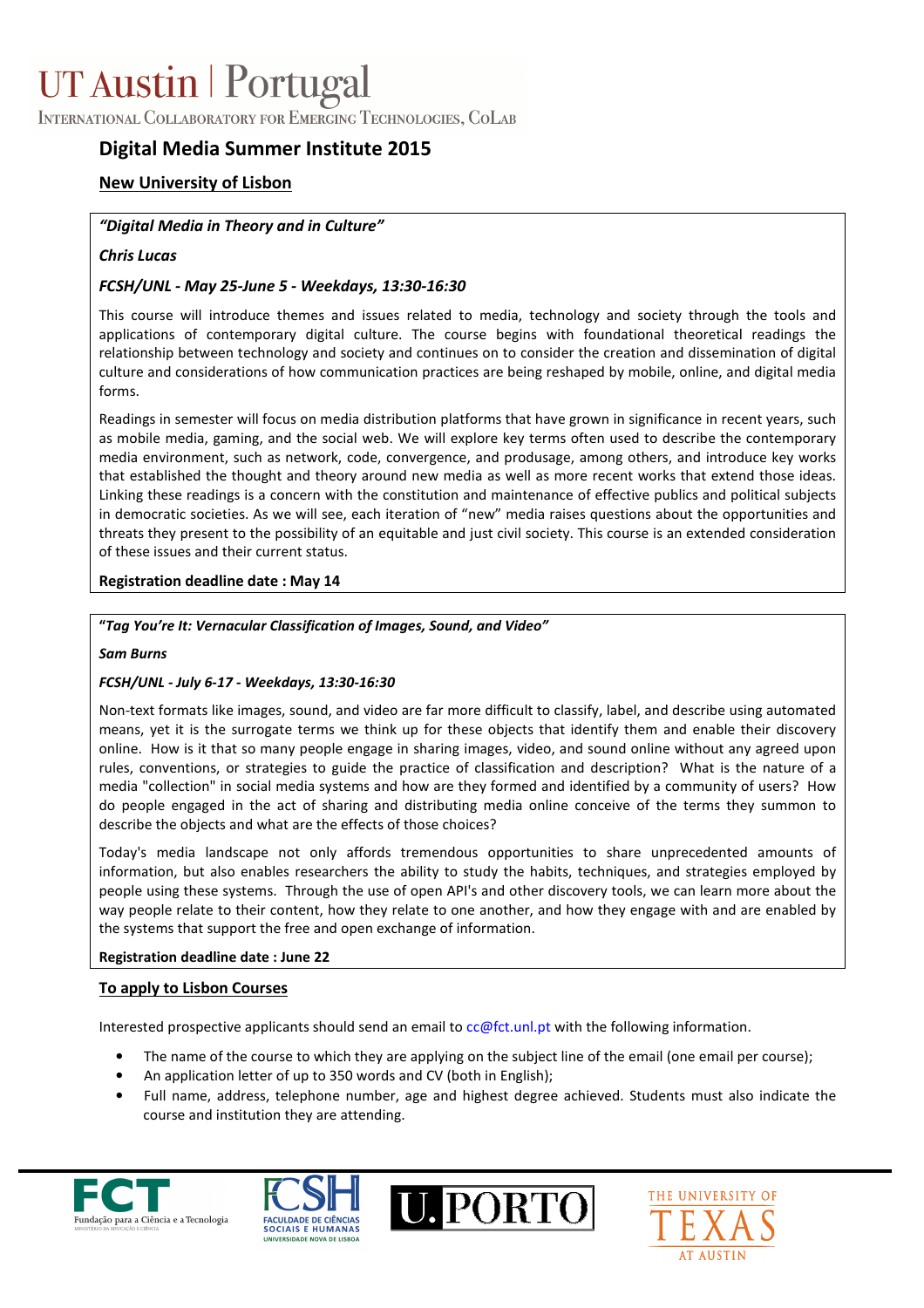# UT Austin | Portugal

INTERNATIONAL COLLABORATORY FOR EMERGING TECHNOLOGIES, COLAB

## Digital Media Summer Institute 2015

### New University of Lisbon

***"Digital Media in Theory and in Culture"***

***Chris Lucas***

***FCSH/UNL - May 25-June 5 - Weekdays, 13:30-16:30***

This course will introduce themes and issues related to media, technology and society through the tools and applications of contemporary digital culture. The course begins with foundational theoretical readings the relationship between technology and society and continues on to consider the creation and dissemination of digital culture and considerations of how communication practices are being reshaped by mobile, online, and digital media forms.

Readings in semester will focus on media distribution platforms that have grown in significance in recent years, such as mobile media, gaming, and the social web. We will explore key terms often used to describe the contemporary media environment, such as network, code, convergence, and produsage, among others, and introduce key works that established the thought and theory around new media as well as more recent works that extend those ideas. Linking these readings is a concern with the constitution and maintenance of effective publics and political subjects in democratic societies. As we will see, each iteration of "new" media raises questions about the opportunities and threats they present to the possibility of an equitable and just civil society. This course is an extended consideration of these issues and their current status.

**Registration deadline date : May 14**

***"Tag You're It: Vernacular Classification of Images, Sound, and Video"***

***Sam Burns***

***FCSH/UNL - July 6-17 - Weekdays, 13:30-16:30***

Non-text formats like images, sound, and video are far more difficult to classify, label, and describe using automated means, yet it is the surrogate terms we think up for these objects that identify them and enable their discovery online. How is it that so many people engage in sharing images, video, and sound online without any agreed upon rules, conventions, or strategies to guide the practice of classification and description? What is the nature of a media "collection" in social media systems and how are they formed and identified by a community of users? How do people engaged in the act of sharing and distributing media online conceive of the terms they summon to describe the objects and what are the effects of those choices?

Today's media landscape not only affords tremendous opportunities to share unprecedented amounts of information, but also enables researchers the ability to study the habits, techniques, and strategies employed by people using these systems. Through the use of open API's and other discovery tools, we can learn more about the way people relate to their content, how they relate to one another, and how they engage with and are enabled by the systems that support the free and open exchange of information.

**Registration deadline date : June 22**

### To apply to Lisbon Courses

Interested prospective applicants should send an email to cc@fct.unl.pt with the following information.

- The name of the course to which they are applying on the subject line of the email (one email per course);
- An application letter of up to 350 words and CV (both in English);
- Full name, address, telephone number, age and highest degree achieved. Students must also indicate the course and institution they are attending.

FCT Fundação para a Ciência e a Tecnologia — MINISTÉRIO DA EDUCAÇÃO E CIÊNCIA

FCSH FACULDADE DE CIÊNCIAS SOCIAIS E HUMANAS — UNIVERSIDADE NOVA DE LISBOA

U.PORTO

THE UNIVERSITY OF TEXAS AT AUSTIN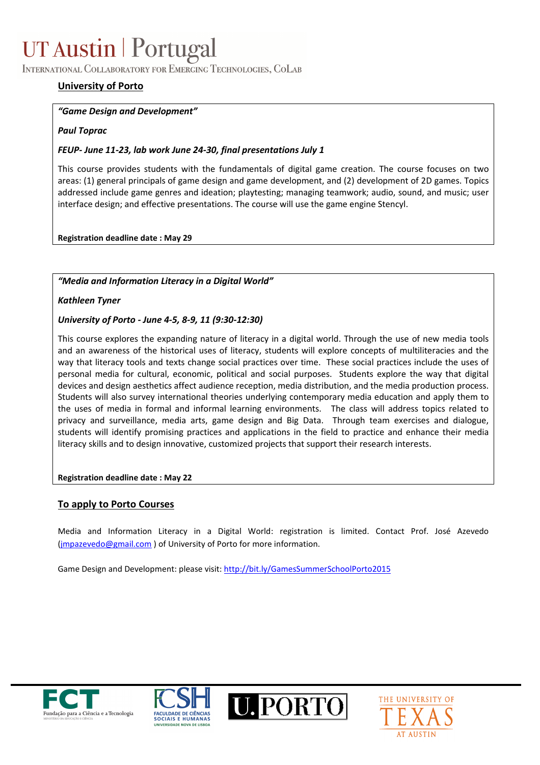# UT Austin | Portugal

INTERNATIONAL COLLABORATORY FOR EMERGING TECHNOLOGIES, COLAB

## University of Porto

***"Game Design and Development"***

***Paul Toprac***

***FEUP- June 11-23, lab work June 24-30, final presentations July 1***

This course provides students with the fundamentals of digital game creation. The course focuses on two areas: (1) general principals of game design and game development, and (2) development of 2D games. Topics addressed include game genres and ideation; playtesting; managing teamwork; audio, sound, and music; user interface design; and effective presentations. The course will use the game engine Stencyl.

**Registration deadline date : May 29**

***"Media and Information Literacy in a Digital World"***

***Kathleen Tyner***

***University of Porto - June 4-5, 8-9, 11 (9:30-12:30)***

This course explores the expanding nature of literacy in a digital world. Through the use of new media tools and an awareness of the historical uses of literacy, students will explore concepts of multiliteracies and the way that literacy tools and texts change social practices over time. These social practices include the uses of personal media for cultural, economic, political and social purposes. Students explore the way that digital devices and design aesthetics affect audience reception, media distribution, and the media production process. Students will also survey international theories underlying contemporary media education and apply them to the uses of media in formal and informal learning environments. The class will address topics related to privacy and surveillance, media arts, game design and Big Data. Through team exercises and dialogue, students will identify promising practices and applications in the field to practice and enhance their media literacy skills and to design innovative, customized projects that support their research interests.

**Registration deadline date : May 22**

## To apply to Porto Courses

Media and Information Literacy in a Digital World: registration is limited. Contact Prof. José Azevedo (jmpazevedo@gmail.com ) of University of Porto for more information.

Game Design and Development: please visit: http://bit.ly/GamesSummerSchoolPorto2015